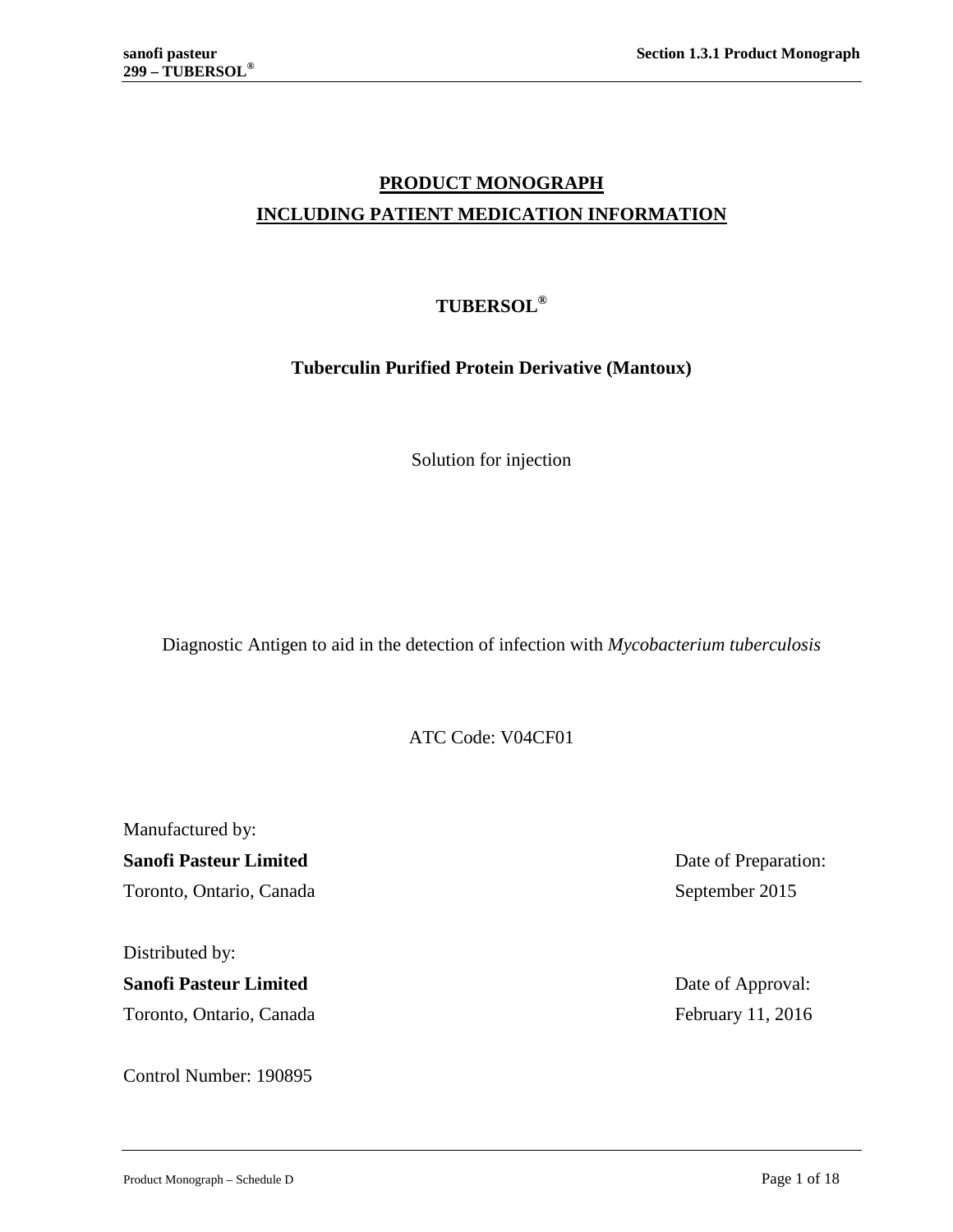# PRODUCT MONOGRAPH

# INCLUDING PATIENT MEDICATION INFORMATION

## TUBERSOL®

### Tuberculin Purified Protein Derivative (Mantoux)

Solution for injection

Diagnostic Antigen to aid in the detection of infection with *Mycobacterium tuberculosis*

ATC Code: V04CF01

Manufactured by:
**Sanofi Pasteur Limited**
Toronto, Ontario, Canada

Date of Preparation:
September 2015

Distributed by:
**Sanofi Pasteur Limited**
Toronto, Ontario, Canada

Date of Approval:
February 11, 2016

Control Number: 190895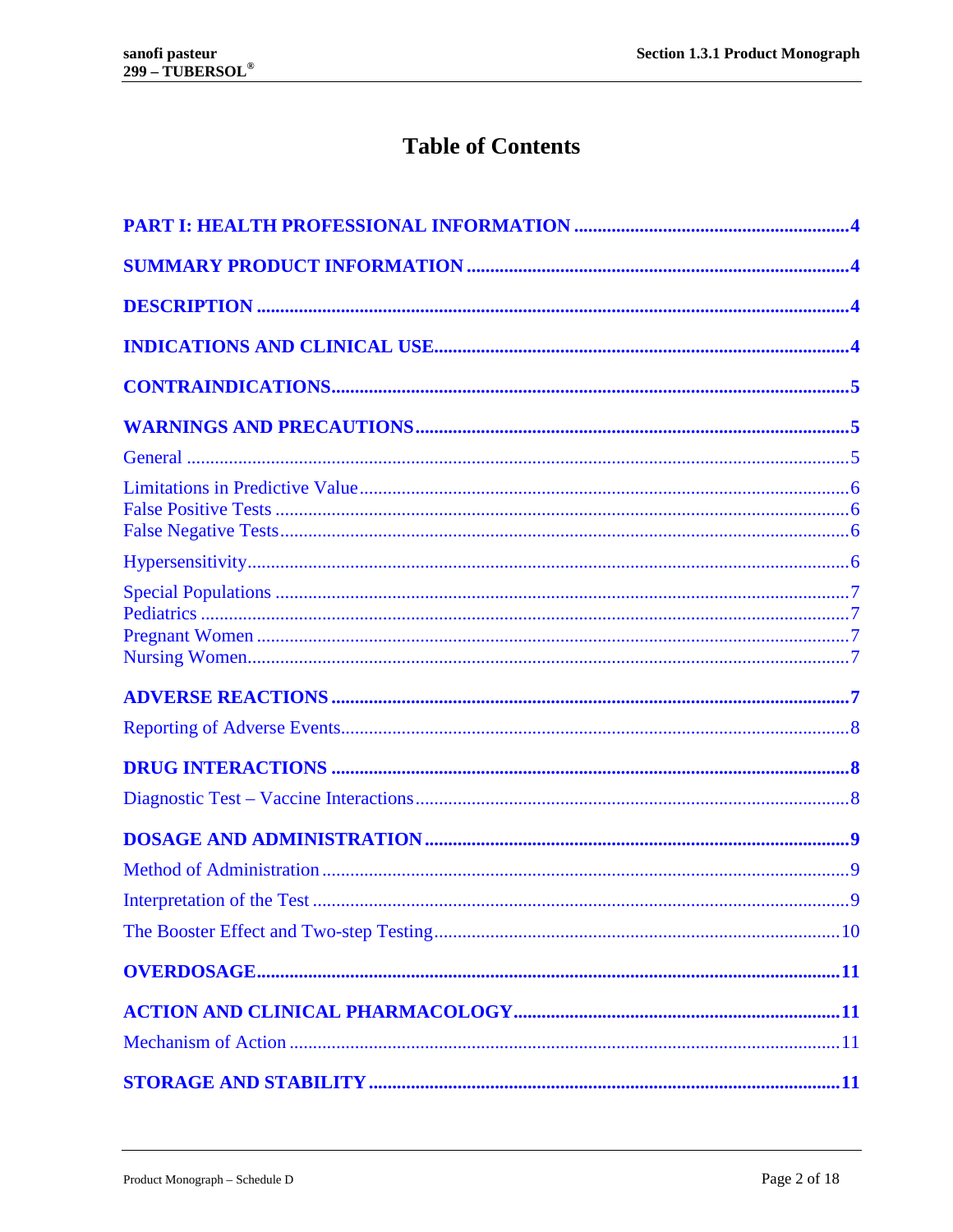# Table of Contents

**PART I: HEALTH PROFESSIONAL INFORMATION** .......... 4

**SUMMARY PRODUCT INFORMATION** .......... 4

**DESCRIPTION** .......... 4

**INDICATIONS AND CLINICAL USE** .......... 4

**CONTRAINDICATIONS** .......... 5

**WARNINGS AND PRECAUTIONS** .......... 5

General .......... 5

Limitations in Predictive Value .......... 6
False Positive Tests .......... 6
False Negative Tests .......... 6

Hypersensitivity .......... 6

Special Populations .......... 7
Pediatrics .......... 7
Pregnant Women .......... 7
Nursing Women .......... 7

**ADVERSE REACTIONS** .......... 7

Reporting of Adverse Events .......... 8

**DRUG INTERACTIONS** .......... 8

Diagnostic Test – Vaccine Interactions .......... 8

**DOSAGE AND ADMINISTRATION** .......... 9

Method of Administration .......... 9

Interpretation of the Test .......... 9

The Booster Effect and Two-step Testing .......... 10

**OVERDOSAGE** .......... 11

**ACTION AND CLINICAL PHARMACOLOGY** .......... 11

Mechanism of Action .......... 11

**STORAGE AND STABILITY** .......... 11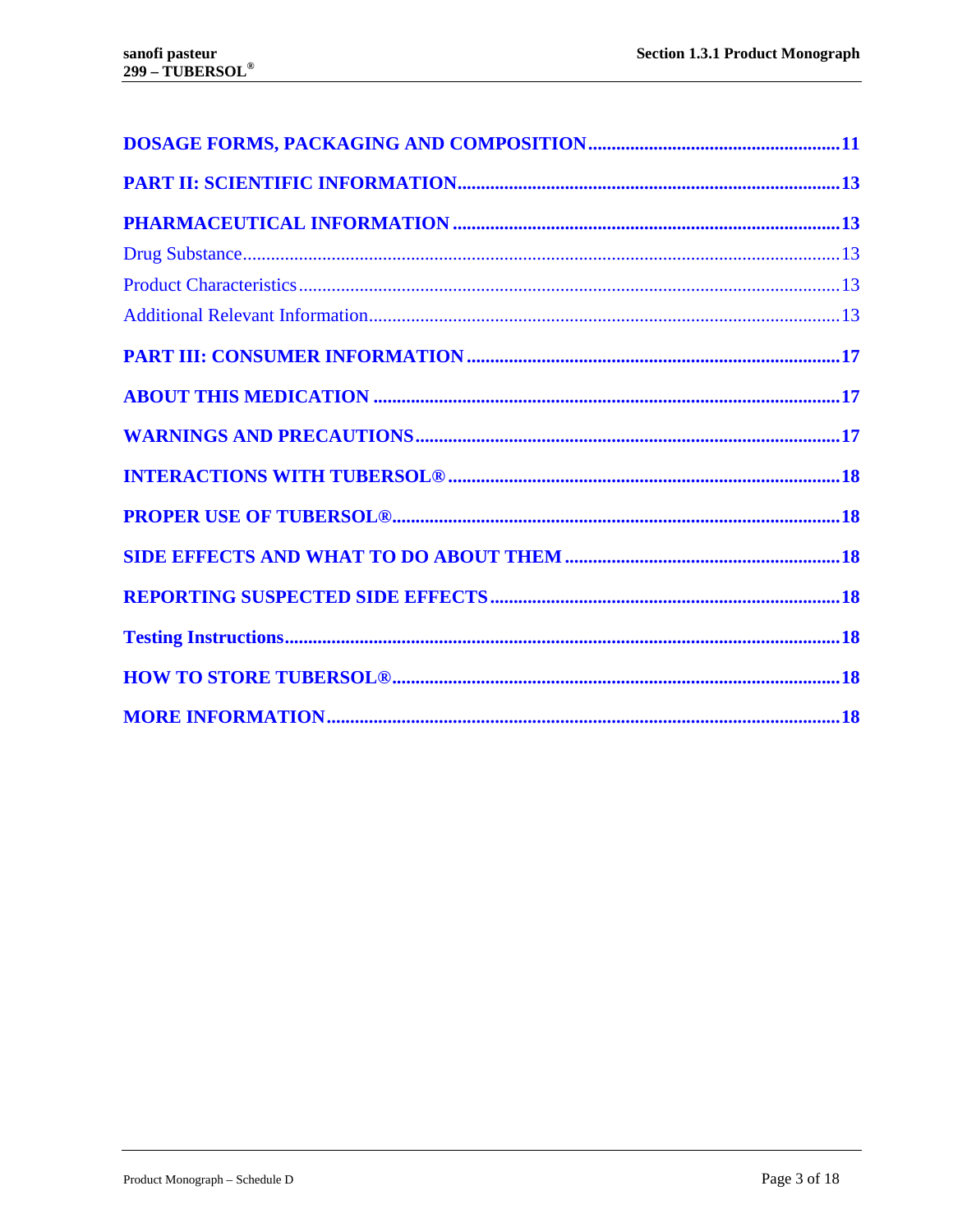DOSAGE FORMS, PACKAGING AND COMPOSITION ..................................................... 11

PART II: SCIENTIFIC INFORMATION ................................................................................ 13

PHARMACEUTICAL INFORMATION .................................................................................. 13

Drug Substance .............................................................................................................. 13

Product Characteristics ................................................................................................. 13

Additional Relevant Information .................................................................................. 13

PART III: CONSUMER INFORMATION ............................................................................. 17

ABOUT THIS MEDICATION ................................................................................................. 17

WARNINGS AND PRECAUTIONS ......................................................................................... 17

INTERACTIONS WITH TUBERSOL® .................................................................................. 18

PROPER USE OF TUBERSOL® ............................................................................................. 18

SIDE EFFECTS AND WHAT TO DO ABOUT THEM .......................................................... 18

REPORTING SUSPECTED SIDE EFFECTS ......................................................................... 18

Testing Instructions .................................................................................................................. 18

HOW TO STORE TUBERSOL® ............................................................................................. 18

MORE INFORMATION ............................................................................................................ 18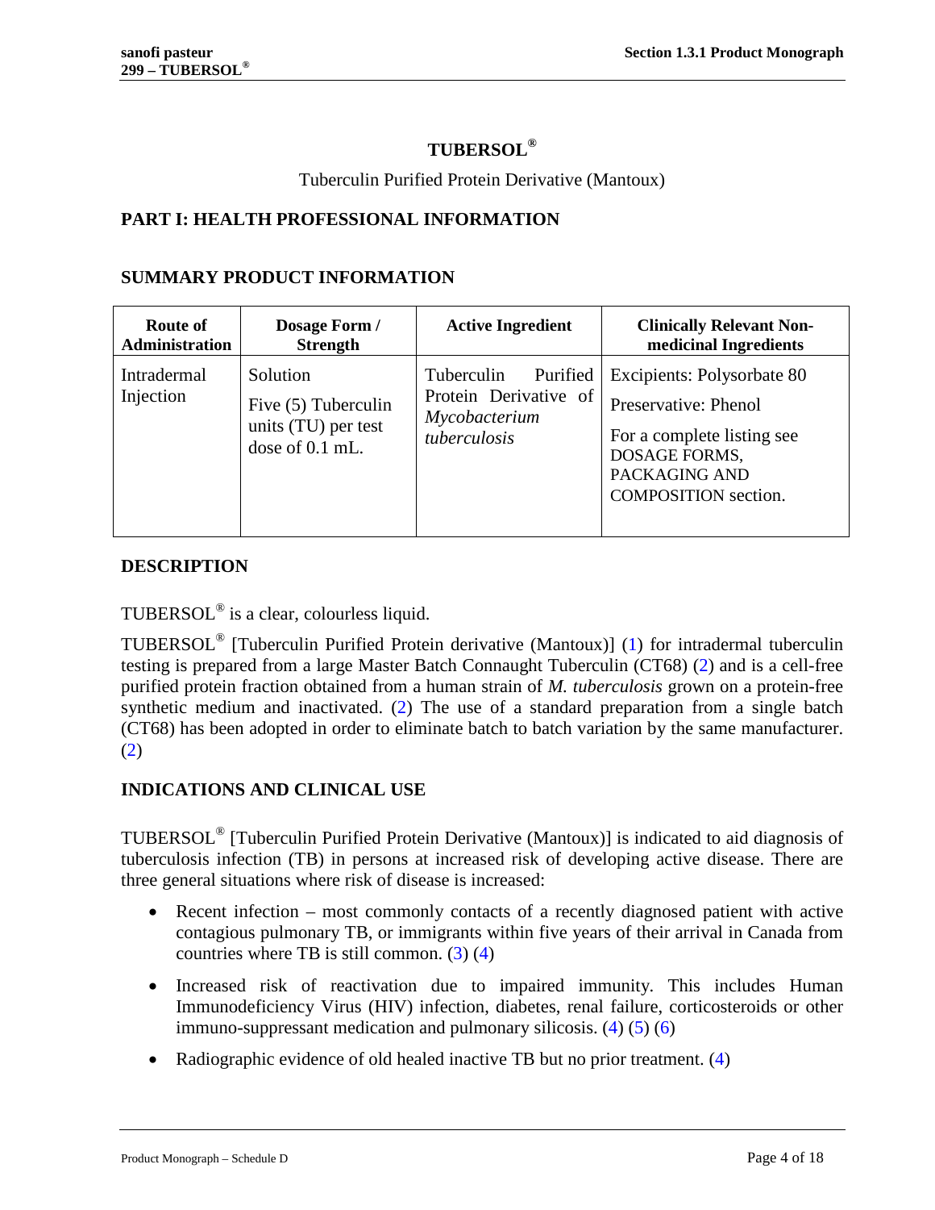# TUBERSOL®

Tuberculin Purified Protein Derivative (Mantoux)

## PART I: HEALTH PROFESSIONAL INFORMATION

### SUMMARY PRODUCT INFORMATION

| Route of Administration | Dosage Form / Strength | Active Ingredient | Clinically Relevant Non-medicinal Ingredients |
|---|---|---|---|
| Intradermal Injection | Solution<br>Five (5) Tuberculin units (TU) per test dose of 0.1 mL. | Tuberculin Purified Protein Derivative of *Mycobacterium tuberculosis* | Excipients: Polysorbate 80<br>Preservative: Phenol<br>For a complete listing see DOSAGE FORMS, PACKAGING AND COMPOSITION section. |

### DESCRIPTION

TUBERSOL® is a clear, colourless liquid.

TUBERSOL® [Tuberculin Purified Protein derivative (Mantoux)] (1) for intradermal tuberculin testing is prepared from a large Master Batch Connaught Tuberculin (CT68) (2) and is a cell-free purified protein fraction obtained from a human strain of *M. tuberculosis* grown on a protein-free synthetic medium and inactivated. (2) The use of a standard preparation from a single batch (CT68) has been adopted in order to eliminate batch to batch variation by the same manufacturer. (2)

### INDICATIONS AND CLINICAL USE

TUBERSOL® [Tuberculin Purified Protein Derivative (Mantoux)] is indicated to aid diagnosis of tuberculosis infection (TB) in persons at increased risk of developing active disease. There are three general situations where risk of disease is increased:

- Recent infection – most commonly contacts of a recently diagnosed patient with active contagious pulmonary TB, or immigrants within five years of their arrival in Canada from countries where TB is still common. (3) (4)
- Increased risk of reactivation due to impaired immunity. This includes Human Immunodeficiency Virus (HIV) infection, diabetes, renal failure, corticosteroids or other immuno-suppressant medication and pulmonary silicosis. (4) (5) (6)
- Radiographic evidence of old healed inactive TB but no prior treatment. (4)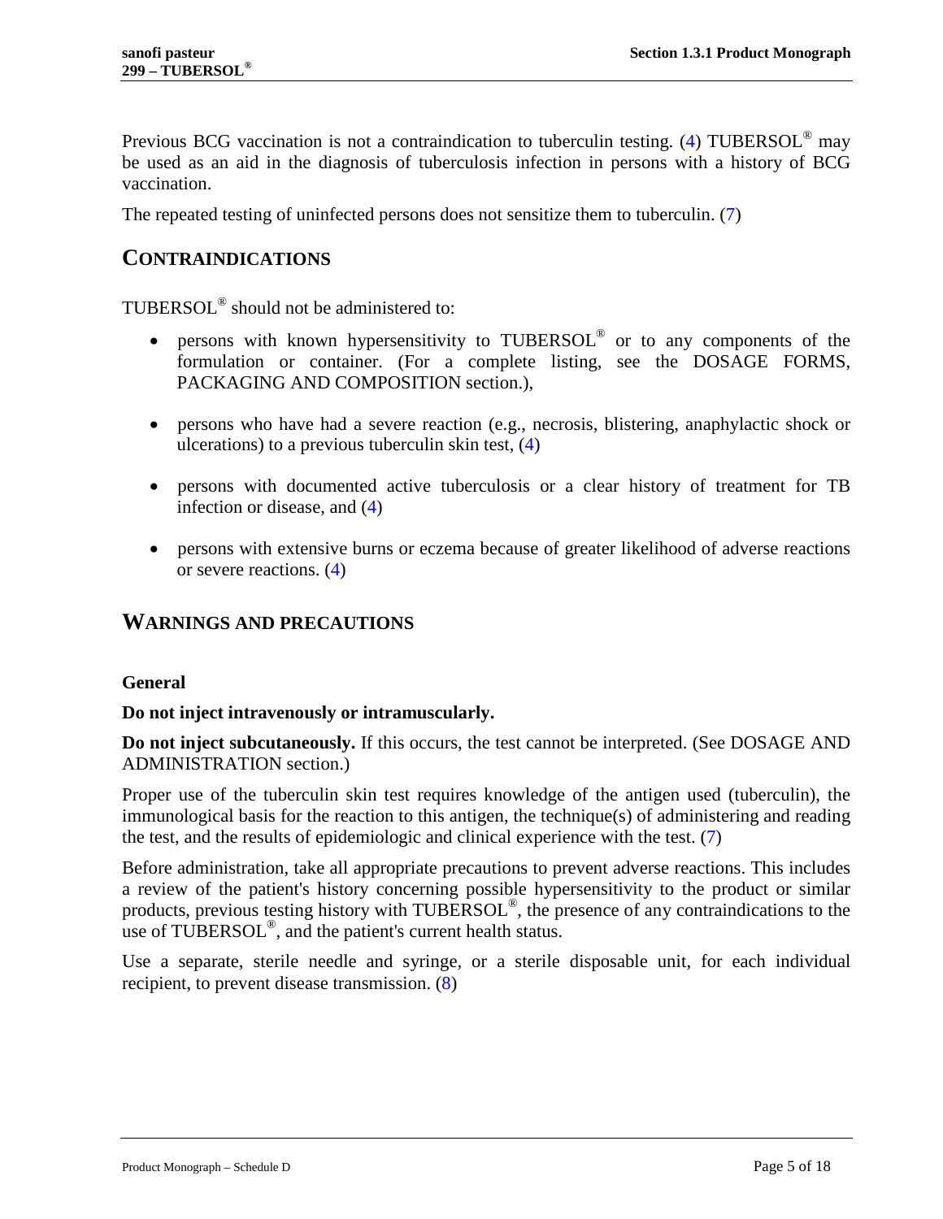Previous BCG vaccination is not a contraindication to tuberculin testing. (4) TUBERSOL® may be used as an aid in the diagnosis of tuberculosis infection in persons with a history of BCG vaccination.

The repeated testing of uninfected persons does not sensitize them to tuberculin. (7)

## CONTRAINDICATIONS

TUBERSOL® should not be administered to:

- persons with known hypersensitivity to TUBERSOL® or to any components of the formulation or container. (For a complete listing, see the DOSAGE FORMS, PACKAGING AND COMPOSITION section.),
- persons who have had a severe reaction (e.g., necrosis, blistering, anaphylactic shock or ulcerations) to a previous tuberculin skin test, (4)
- persons with documented active tuberculosis or a clear history of treatment for TB infection or disease, and (4)
- persons with extensive burns or eczema because of greater likelihood of adverse reactions or severe reactions. (4)

## WARNINGS AND PRECAUTIONS

### General

**Do not inject intravenously or intramuscularly.**

**Do not inject subcutaneously.** If this occurs, the test cannot be interpreted. (See DOSAGE AND ADMINISTRATION section.)

Proper use of the tuberculin skin test requires knowledge of the antigen used (tuberculin), the immunological basis for the reaction to this antigen, the technique(s) of administering and reading the test, and the results of epidemiologic and clinical experience with the test. (7)

Before administration, take all appropriate precautions to prevent adverse reactions. This includes a review of the patient's history concerning possible hypersensitivity to the product or similar products, previous testing history with TUBERSOL®, the presence of any contraindications to the use of TUBERSOL®, and the patient's current health status.

Use a separate, sterile needle and syringe, or a sterile disposable unit, for each individual recipient, to prevent disease transmission. (8)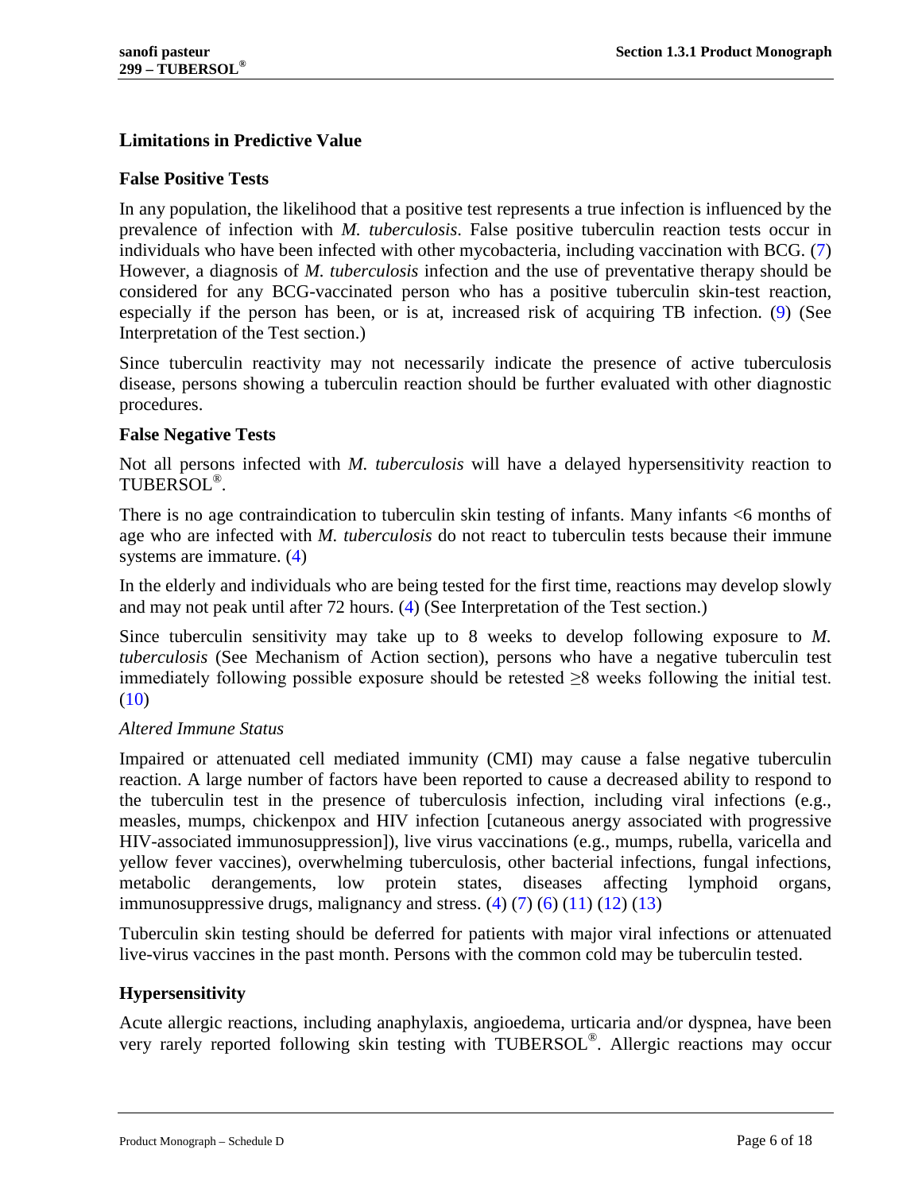### Limitations in Predictive Value

#### False Positive Tests

In any population, the likelihood that a positive test represents a true infection is influenced by the prevalence of infection with *M. tuberculosis*. False positive tuberculin reaction tests occur in individuals who have been infected with other mycobacteria, including vaccination with BCG. (7) However, a diagnosis of *M. tuberculosis* infection and the use of preventative therapy should be considered for any BCG-vaccinated person who has a positive tuberculin skin-test reaction, especially if the person has been, or is at, increased risk of acquiring TB infection. (9) (See Interpretation of the Test section.)

Since tuberculin reactivity may not necessarily indicate the presence of active tuberculosis disease, persons showing a tuberculin reaction should be further evaluated with other diagnostic procedures.

#### False Negative Tests

Not all persons infected with *M. tuberculosis* will have a delayed hypersensitivity reaction to TUBERSOL®.

There is no age contraindication to tuberculin skin testing of infants. Many infants <6 months of age who are infected with *M. tuberculosis* do not react to tuberculin tests because their immune systems are immature. (4)

In the elderly and individuals who are being tested for the first time, reactions may develop slowly and may not peak until after 72 hours. (4) (See Interpretation of the Test section.)

Since tuberculin sensitivity may take up to 8 weeks to develop following exposure to *M. tuberculosis* (See Mechanism of Action section), persons who have a negative tuberculin test immediately following possible exposure should be retested ≥8 weeks following the initial test. (10)

*Altered Immune Status*

Impaired or attenuated cell mediated immunity (CMI) may cause a false negative tuberculin reaction. A large number of factors have been reported to cause a decreased ability to respond to the tuberculin test in the presence of tuberculosis infection, including viral infections (e.g., measles, mumps, chickenpox and HIV infection [cutaneous anergy associated with progressive HIV-associated immunosuppression]), live virus vaccinations (e.g., mumps, rubella, varicella and yellow fever vaccines), overwhelming tuberculosis, other bacterial infections, fungal infections, metabolic derangements, low protein states, diseases affecting lymphoid organs, immunosuppressive drugs, malignancy and stress. (4) (7) (6) (11) (12) (13)

Tuberculin skin testing should be deferred for patients with major viral infections or attenuated live-virus vaccines in the past month. Persons with the common cold may be tuberculin tested.

### Hypersensitivity

Acute allergic reactions, including anaphylaxis, angioedema, urticaria and/or dyspnea, have been very rarely reported following skin testing with TUBERSOL®. Allergic reactions may occur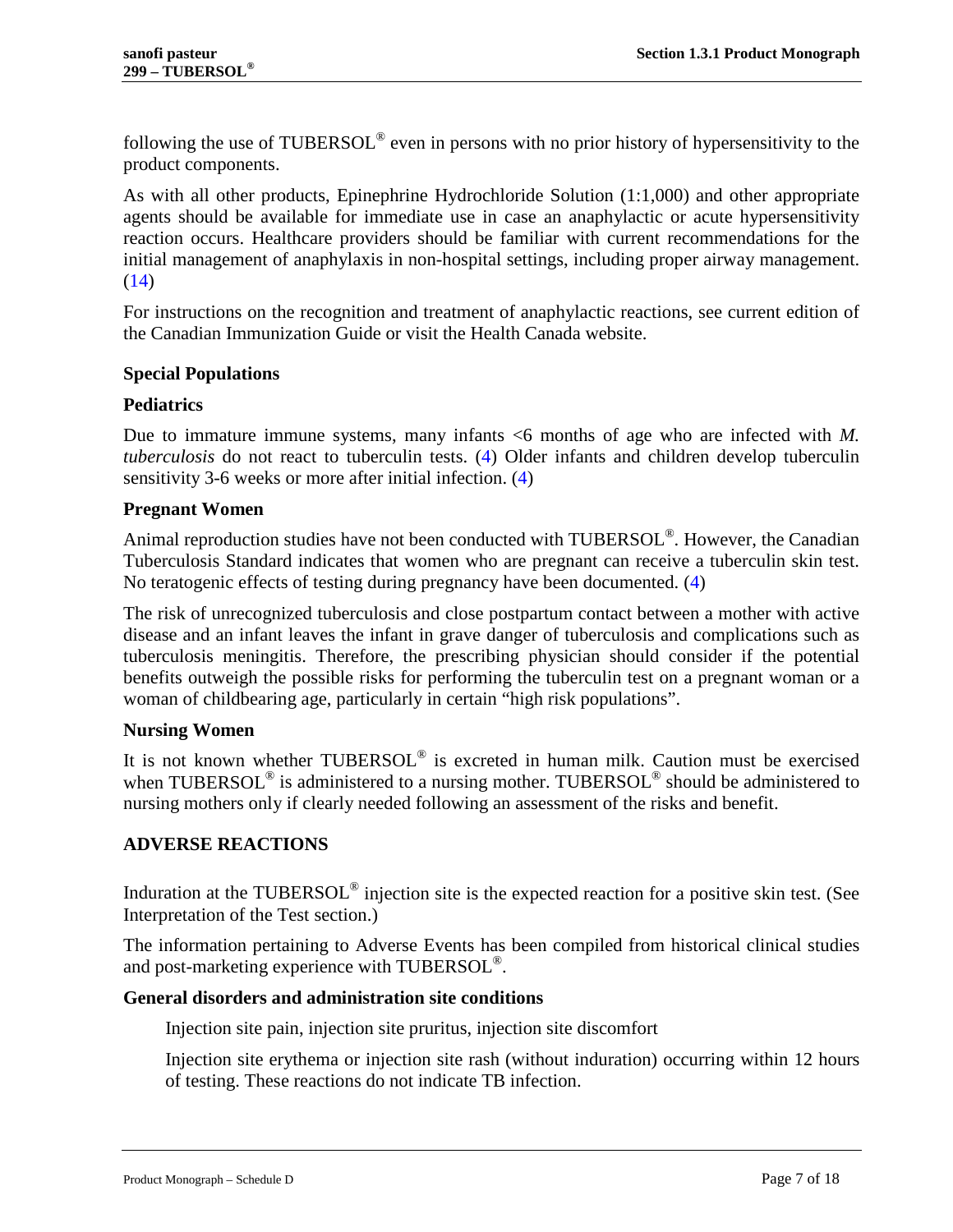following the use of TUBERSOL® even in persons with no prior history of hypersensitivity to the product components.

As with all other products, Epinephrine Hydrochloride Solution (1:1,000) and other appropriate agents should be available for immediate use in case an anaphylactic or acute hypersensitivity reaction occurs. Healthcare providers should be familiar with current recommendations for the initial management of anaphylaxis in non-hospital settings, including proper airway management. (14)

For instructions on the recognition and treatment of anaphylactic reactions, see current edition of the Canadian Immunization Guide or visit the Health Canada website.

### Special Populations

#### Pediatrics

Due to immature immune systems, many infants <6 months of age who are infected with *M. tuberculosis* do not react to tuberculin tests. (4) Older infants and children develop tuberculin sensitivity 3-6 weeks or more after initial infection. (4)

#### Pregnant Women

Animal reproduction studies have not been conducted with TUBERSOL®. However, the Canadian Tuberculosis Standard indicates that women who are pregnant can receive a tuberculin skin test. No teratogenic effects of testing during pregnancy have been documented. (4)

The risk of unrecognized tuberculosis and close postpartum contact between a mother with active disease and an infant leaves the infant in grave danger of tuberculosis and complications such as tuberculosis meningitis. Therefore, the prescribing physician should consider if the potential benefits outweigh the possible risks for performing the tuberculin test on a pregnant woman or a woman of childbearing age, particularly in certain "high risk populations".

#### Nursing Women

It is not known whether TUBERSOL® is excreted in human milk. Caution must be exercised when TUBERSOL® is administered to a nursing mother. TUBERSOL® should be administered to nursing mothers only if clearly needed following an assessment of the risks and benefit.

## ADVERSE REACTIONS

Induration at the TUBERSOL® injection site is the expected reaction for a positive skin test. (See Interpretation of the Test section.)

The information pertaining to Adverse Events has been compiled from historical clinical studies and post-marketing experience with TUBERSOL®.

#### General disorders and administration site conditions

Injection site pain, injection site pruritus, injection site discomfort

Injection site erythema or injection site rash (without induration) occurring within 12 hours of testing. These reactions do not indicate TB infection.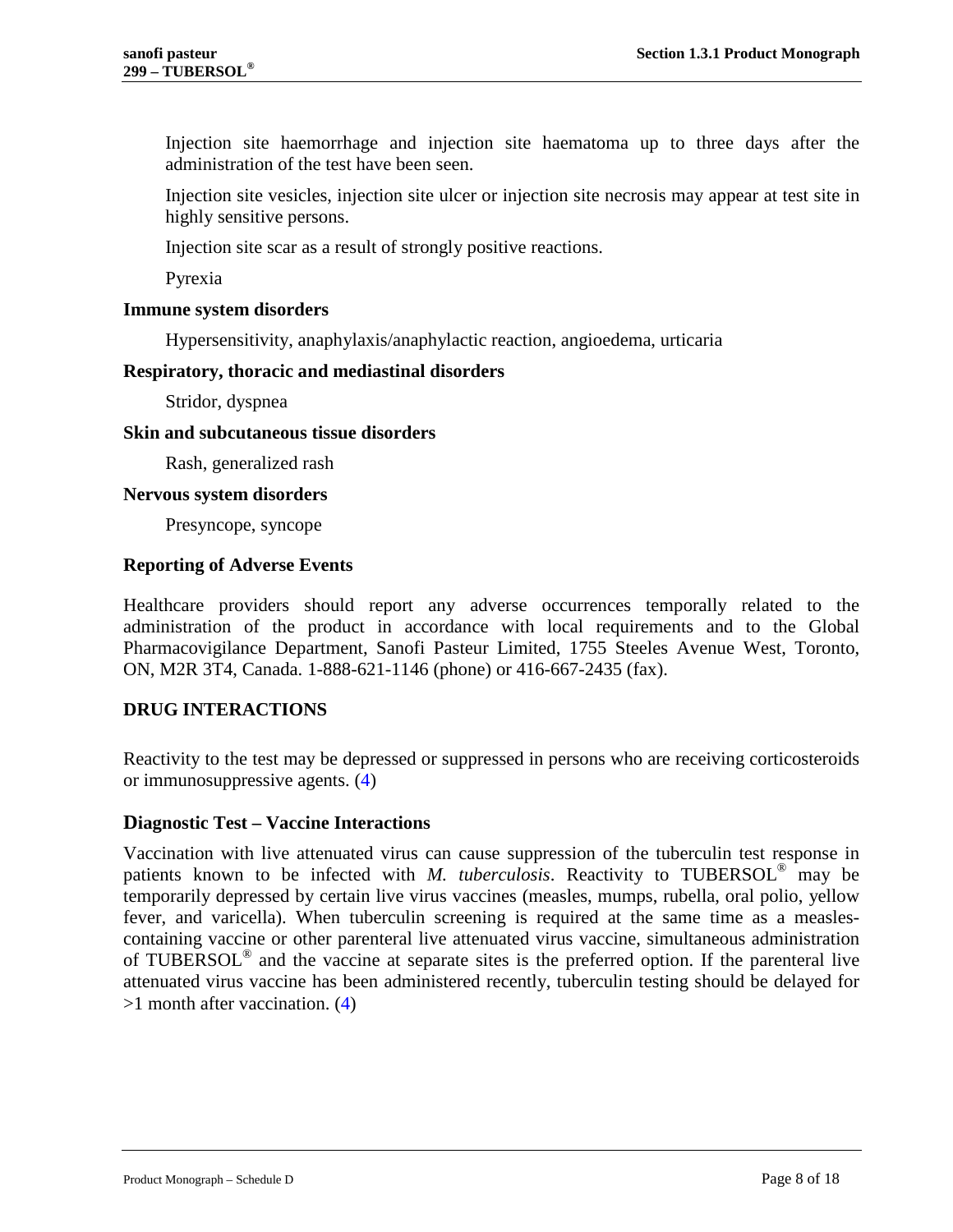Injection site haemorrhage and injection site haematoma up to three days after the administration of the test have been seen.

Injection site vesicles, injection site ulcer or injection site necrosis may appear at test site in highly sensitive persons.

Injection site scar as a result of strongly positive reactions.

Pyrexia

**Immune system disorders**

Hypersensitivity, anaphylaxis/anaphylactic reaction, angioedema, urticaria

**Respiratory, thoracic and mediastinal disorders**

Stridor, dyspnea

**Skin and subcutaneous tissue disorders**

Rash, generalized rash

**Nervous system disorders**

Presyncope, syncope

### Reporting of Adverse Events

Healthcare providers should report any adverse occurrences temporally related to the administration of the product in accordance with local requirements and to the Global Pharmacovigilance Department, Sanofi Pasteur Limited, 1755 Steeles Avenue West, Toronto, ON, M2R 3T4, Canada. 1-888-621-1146 (phone) or 416-667-2435 (fax).

## DRUG INTERACTIONS

Reactivity to the test may be depressed or suppressed in persons who are receiving corticosteroids or immunosuppressive agents. (4)

### Diagnostic Test – Vaccine Interactions

Vaccination with live attenuated virus can cause suppression of the tuberculin test response in patients known to be infected with *M. tuberculosis*. Reactivity to TUBERSOL® may be temporarily depressed by certain live virus vaccines (measles, mumps, rubella, oral polio, yellow fever, and varicella). When tuberculin screening is required at the same time as a measles-containing vaccine or other parenteral live attenuated virus vaccine, simultaneous administration of TUBERSOL® and the vaccine at separate sites is the preferred option. If the parenteral live attenuated virus vaccine has been administered recently, tuberculin testing should be delayed for >1 month after vaccination. (4)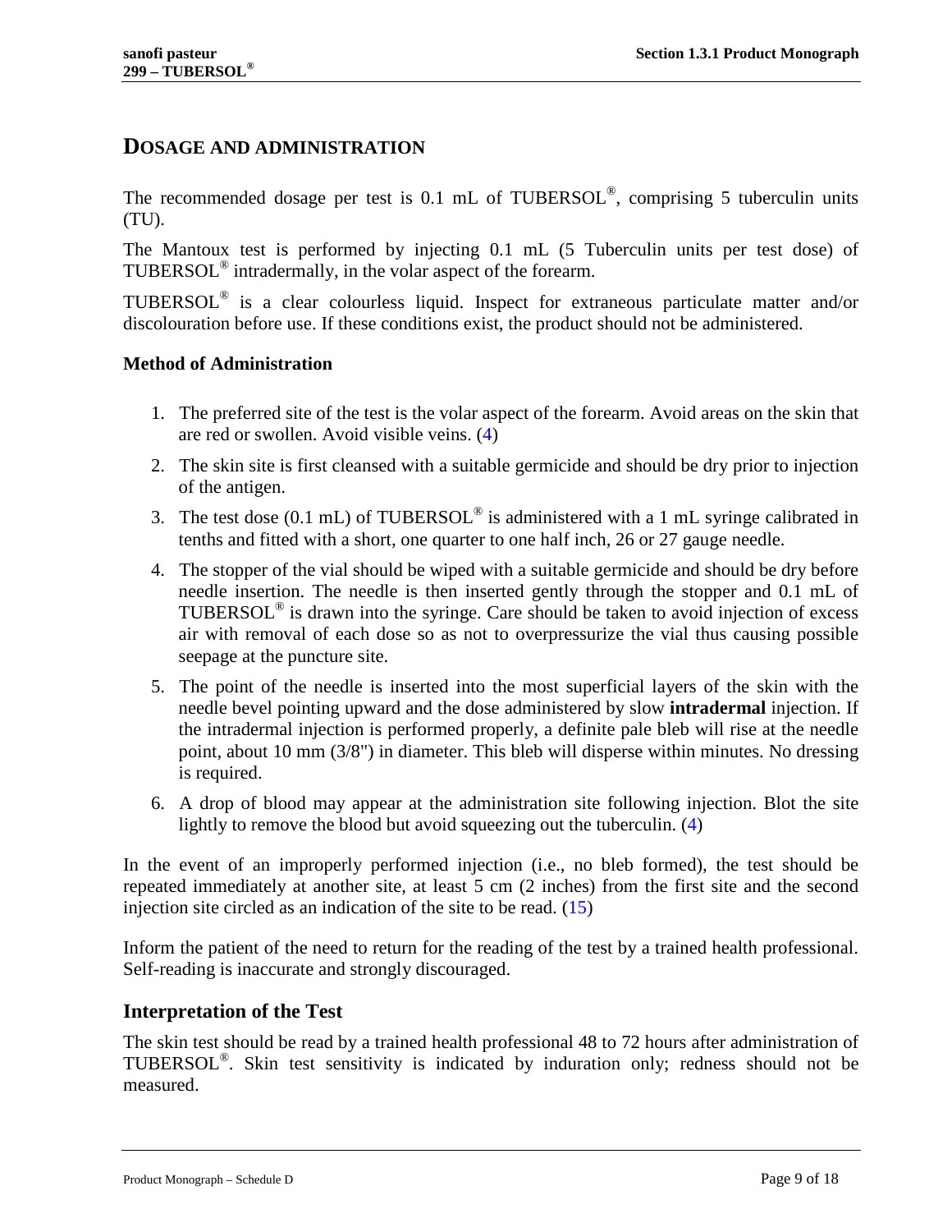## DOSAGE AND ADMINISTRATION

The recommended dosage per test is 0.1 mL of TUBERSOL®, comprising 5 tuberculin units (TU).

The Mantoux test is performed by injecting 0.1 mL (5 Tuberculin units per test dose) of TUBERSOL® intradermally, in the volar aspect of the forearm.

TUBERSOL® is a clear colourless liquid. Inspect for extraneous particulate matter and/or discolouration before use. If these conditions exist, the product should not be administered.

### Method of Administration

1. The preferred site of the test is the volar aspect of the forearm. Avoid areas on the skin that are red or swollen. Avoid visible veins. (4)
2. The skin site is first cleansed with a suitable germicide and should be dry prior to injection of the antigen.
3. The test dose (0.1 mL) of TUBERSOL® is administered with a 1 mL syringe calibrated in tenths and fitted with a short, one quarter to one half inch, 26 or 27 gauge needle.
4. The stopper of the vial should be wiped with a suitable germicide and should be dry before needle insertion. The needle is then inserted gently through the stopper and 0.1 mL of TUBERSOL® is drawn into the syringe. Care should be taken to avoid injection of excess air with removal of each dose so as not to overpressurize the vial thus causing possible seepage at the puncture site.
5. The point of the needle is inserted into the most superficial layers of the skin with the needle bevel pointing upward and the dose administered by slow **intradermal** injection. If the intradermal injection is performed properly, a definite pale bleb will rise at the needle point, about 10 mm (3/8") in diameter. This bleb will disperse within minutes. No dressing is required.
6. A drop of blood may appear at the administration site following injection. Blot the site lightly to remove the blood but avoid squeezing out the tuberculin. (4)

In the event of an improperly performed injection (i.e., no bleb formed), the test should be repeated immediately at another site, at least 5 cm (2 inches) from the first site and the second injection site circled as an indication of the site to be read. (15)

Inform the patient of the need to return for the reading of the test by a trained health professional. Self-reading is inaccurate and strongly discouraged.

## Interpretation of the Test

The skin test should be read by a trained health professional 48 to 72 hours after administration of TUBERSOL®. Skin test sensitivity is indicated by induration only; redness should not be measured.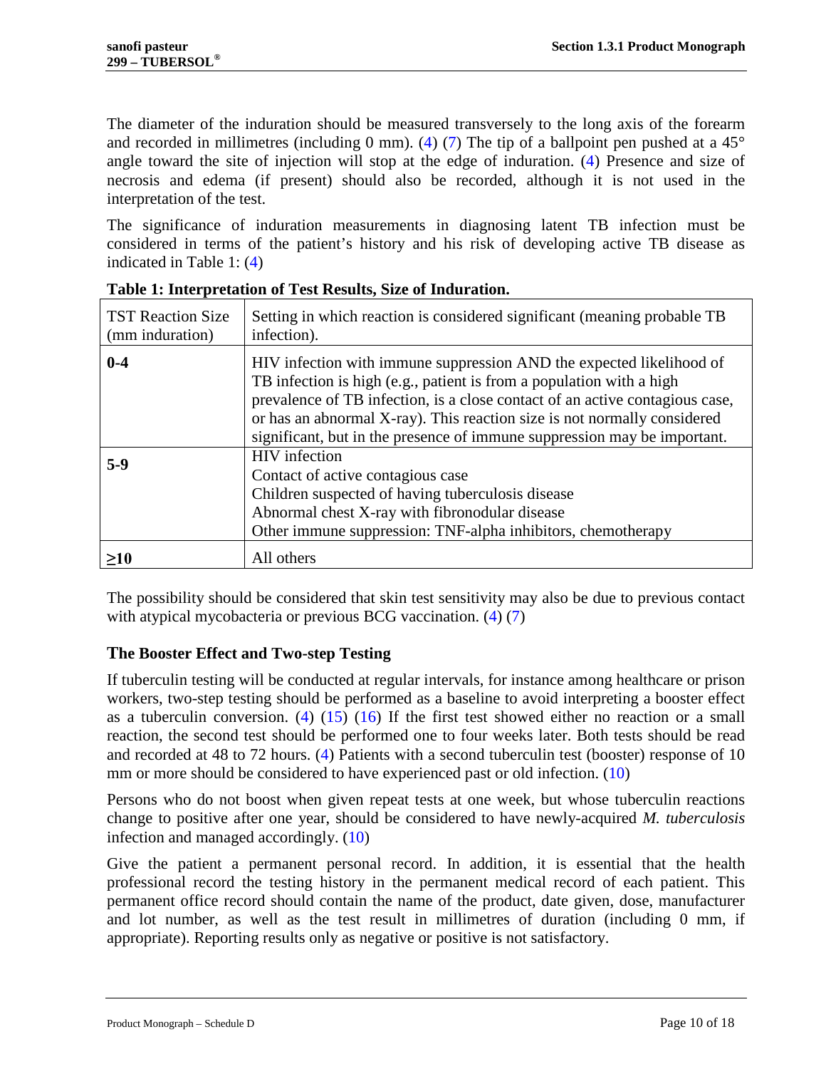The diameter of the induration should be measured transversely to the long axis of the forearm and recorded in millimetres (including 0 mm). (4) (7) The tip of a ballpoint pen pushed at a 45° angle toward the site of injection will stop at the edge of induration. (4) Presence and size of necrosis and edema (if present) should also be recorded, although it is not used in the interpretation of the test.

The significance of induration measurements in diagnosing latent TB infection must be considered in terms of the patient's history and his risk of developing active TB disease as indicated in Table 1: (4)

**Table 1: Interpretation of Test Results, Size of Induration.**

| TST Reaction Size (mm induration) | Setting in which reaction is considered significant (meaning probable TB infection). |
|---|---|
| **0-4** | HIV infection with immune suppression AND the expected likelihood of TB infection is high (e.g., patient is from a population with a high prevalence of TB infection, is a close contact of an active contagious case, or has an abnormal X-ray). This reaction size is not normally considered significant, but in the presence of immune suppression may be important. |
| **5-9** | HIV infection<br>Contact of active contagious case<br>Children suspected of having tuberculosis disease<br>Abnormal chest X-ray with fibronodular disease<br>Other immune suppression: TNF-alpha inhibitors, chemotherapy |
| **≥10** | All others |

The possibility should be considered that skin test sensitivity may also be due to previous contact with atypical mycobacteria or previous BCG vaccination. (4) (7)

### The Booster Effect and Two-step Testing

If tuberculin testing will be conducted at regular intervals, for instance among healthcare or prison workers, two-step testing should be performed as a baseline to avoid interpreting a booster effect as a tuberculin conversion. (4) (15) (16) If the first test showed either no reaction or a small reaction, the second test should be performed one to four weeks later. Both tests should be read and recorded at 48 to 72 hours. (4) Patients with a second tuberculin test (booster) response of 10 mm or more should be considered to have experienced past or old infection. (10)

Persons who do not boost when given repeat tests at one week, but whose tuberculin reactions change to positive after one year, should be considered to have newly-acquired *M. tuberculosis* infection and managed accordingly. (10)

Give the patient a permanent personal record. In addition, it is essential that the health professional record the testing history in the permanent medical record of each patient. This permanent office record should contain the name of the product, date given, dose, manufacturer and lot number, as well as the test result in millimetres of duration (including 0 mm, if appropriate). Reporting results only as negative or positive is not satisfactory.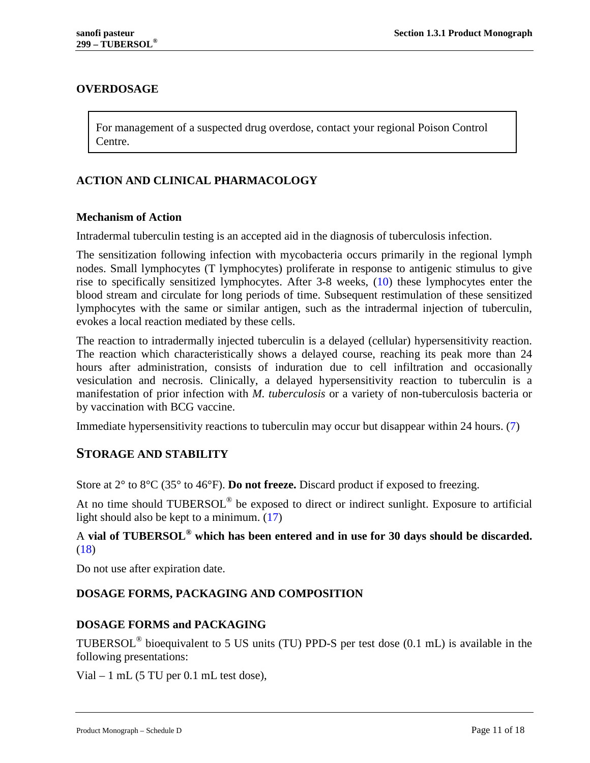## OVERDOSAGE

For management of a suspected drug overdose, contact your regional Poison Control Centre.

## ACTION AND CLINICAL PHARMACOLOGY

### Mechanism of Action

Intradermal tuberculin testing is an accepted aid in the diagnosis of tuberculosis infection.

The sensitization following infection with mycobacteria occurs primarily in the regional lymph nodes. Small lymphocytes (T lymphocytes) proliferate in response to antigenic stimulus to give rise to specifically sensitized lymphocytes. After 3-8 weeks, (10) these lymphocytes enter the blood stream and circulate for long periods of time. Subsequent restimulation of these sensitized lymphocytes with the same or similar antigen, such as the intradermal injection of tuberculin, evokes a local reaction mediated by these cells.

The reaction to intradermally injected tuberculin is a delayed (cellular) hypersensitivity reaction. The reaction which characteristically shows a delayed course, reaching its peak more than 24 hours after administration, consists of induration due to cell infiltration and occasionally vesiculation and necrosis. Clinically, a delayed hypersensitivity reaction to tuberculin is a manifestation of prior infection with *M. tuberculosis* or a variety of non-tuberculosis bacteria or by vaccination with BCG vaccine.

Immediate hypersensitivity reactions to tuberculin may occur but disappear within 24 hours. (7)

## STORAGE AND STABILITY

Store at 2° to 8°C (35° to 46°F). **Do not freeze.** Discard product if exposed to freezing.

At no time should TUBERSOL® be exposed to direct or indirect sunlight. Exposure to artificial light should also be kept to a minimum. (17)

A **vial of TUBERSOL® which has been entered and in use for 30 days should be discarded.** (18)

Do not use after expiration date.

## DOSAGE FORMS, PACKAGING AND COMPOSITION

### DOSAGE FORMS and PACKAGING

TUBERSOL® bioequivalent to 5 US units (TU) PPD-S per test dose (0.1 mL) is available in the following presentations:

Vial – 1 mL (5 TU per 0.1 mL test dose),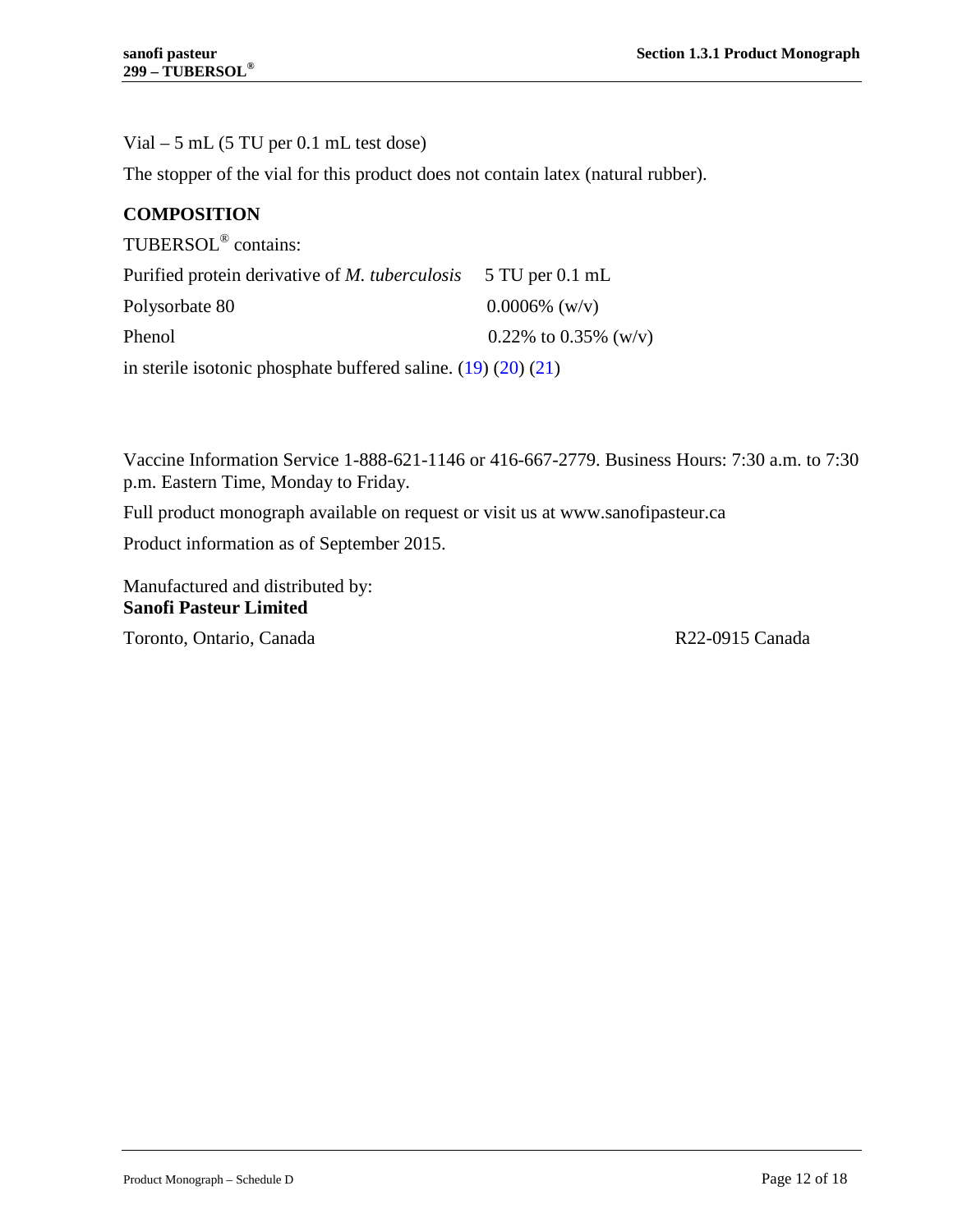Vial – 5 mL (5 TU per 0.1 mL test dose)

The stopper of the vial for this product does not contain latex (natural rubber).

## COMPOSITION

TUBERSOL® contains:

| | |
|---|---|
| Purified protein derivative of *M. tuberculosis* | 5 TU per 0.1 mL |
| Polysorbate 80 | 0.0006% (w/v) |
| Phenol | 0.22% to 0.35% (w/v) |

in sterile isotonic phosphate buffered saline. (19) (20) (21)

Vaccine Information Service 1-888-621-1146 or 416-667-2779. Business Hours: 7:30 a.m. to 7:30 p.m. Eastern Time, Monday to Friday.

Full product monograph available on request or visit us at www.sanofipasteur.ca

Product information as of September 2015.

Manufactured and distributed by:
**Sanofi Pasteur Limited**

Toronto, Ontario, Canada R22-0915 Canada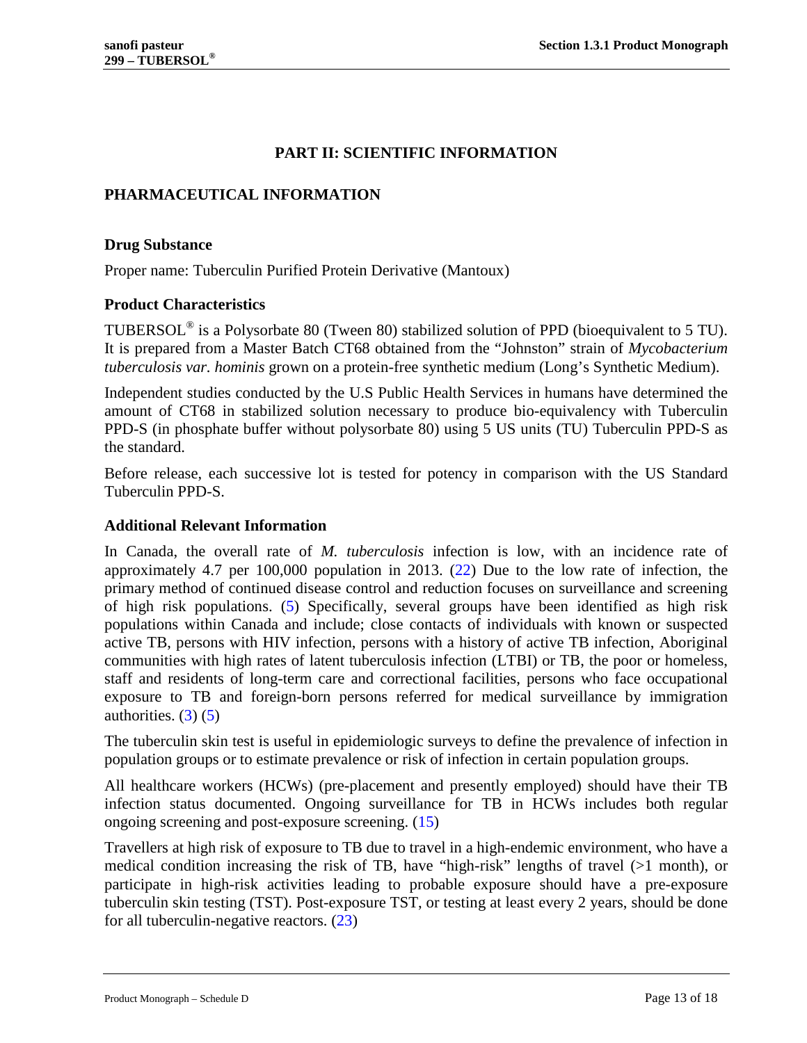# PART II: SCIENTIFIC INFORMATION

## PHARMACEUTICAL INFORMATION

### Drug Substance

Proper name: Tuberculin Purified Protein Derivative (Mantoux)

### Product Characteristics

TUBERSOL® is a Polysorbate 80 (Tween 80) stabilized solution of PPD (bioequivalent to 5 TU). It is prepared from a Master Batch CT68 obtained from the "Johnston" strain of *Mycobacterium tuberculosis var. hominis* grown on a protein-free synthetic medium (Long's Synthetic Medium).

Independent studies conducted by the U.S Public Health Services in humans have determined the amount of CT68 in stabilized solution necessary to produce bio-equivalency with Tuberculin PPD-S (in phosphate buffer without polysorbate 80) using 5 US units (TU) Tuberculin PPD-S as the standard.

Before release, each successive lot is tested for potency in comparison with the US Standard Tuberculin PPD-S.

### Additional Relevant Information

In Canada, the overall rate of *M. tuberculosis* infection is low, with an incidence rate of approximately 4.7 per 100,000 population in 2013. (22) Due to the low rate of infection, the primary method of continued disease control and reduction focuses on surveillance and screening of high risk populations. (5) Specifically, several groups have been identified as high risk populations within Canada and include; close contacts of individuals with known or suspected active TB, persons with HIV infection, persons with a history of active TB infection, Aboriginal communities with high rates of latent tuberculosis infection (LTBI) or TB, the poor or homeless, staff and residents of long-term care and correctional facilities, persons who face occupational exposure to TB and foreign-born persons referred for medical surveillance by immigration authorities. (3) (5)

The tuberculin skin test is useful in epidemiologic surveys to define the prevalence of infection in population groups or to estimate prevalence or risk of infection in certain population groups.

All healthcare workers (HCWs) (pre-placement and presently employed) should have their TB infection status documented. Ongoing surveillance for TB in HCWs includes both regular ongoing screening and post-exposure screening. (15)

Travellers at high risk of exposure to TB due to travel in a high-endemic environment, who have a medical condition increasing the risk of TB, have "high-risk" lengths of travel (>1 month), or participate in high-risk activities leading to probable exposure should have a pre-exposure tuberculin skin testing (TST). Post-exposure TST, or testing at least every 2 years, should be done for all tuberculin-negative reactors. (23)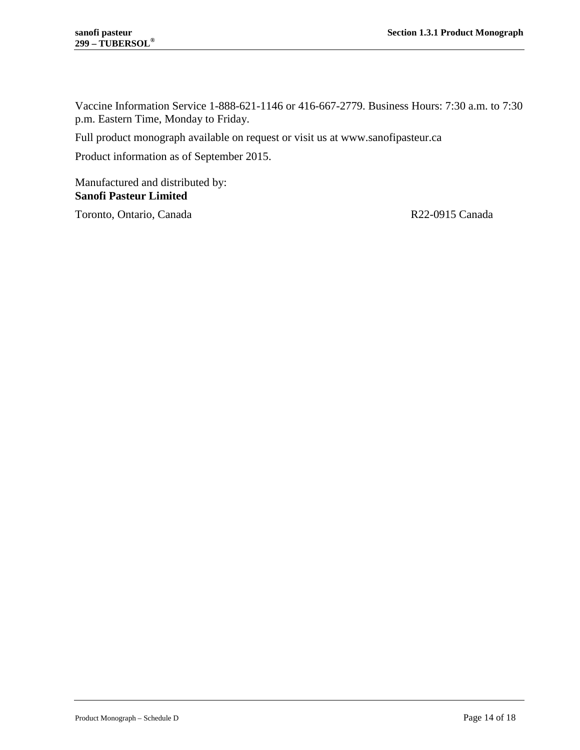Vaccine Information Service 1-888-621-1146 or 416-667-2779. Business Hours: 7:30 a.m. to 7:30 p.m. Eastern Time, Monday to Friday.

Full product monograph available on request or visit us at www.sanofipasteur.ca

Product information as of September 2015.

Manufactured and distributed by:
**Sanofi Pasteur Limited**

Toronto, Ontario, Canada R22-0915 Canada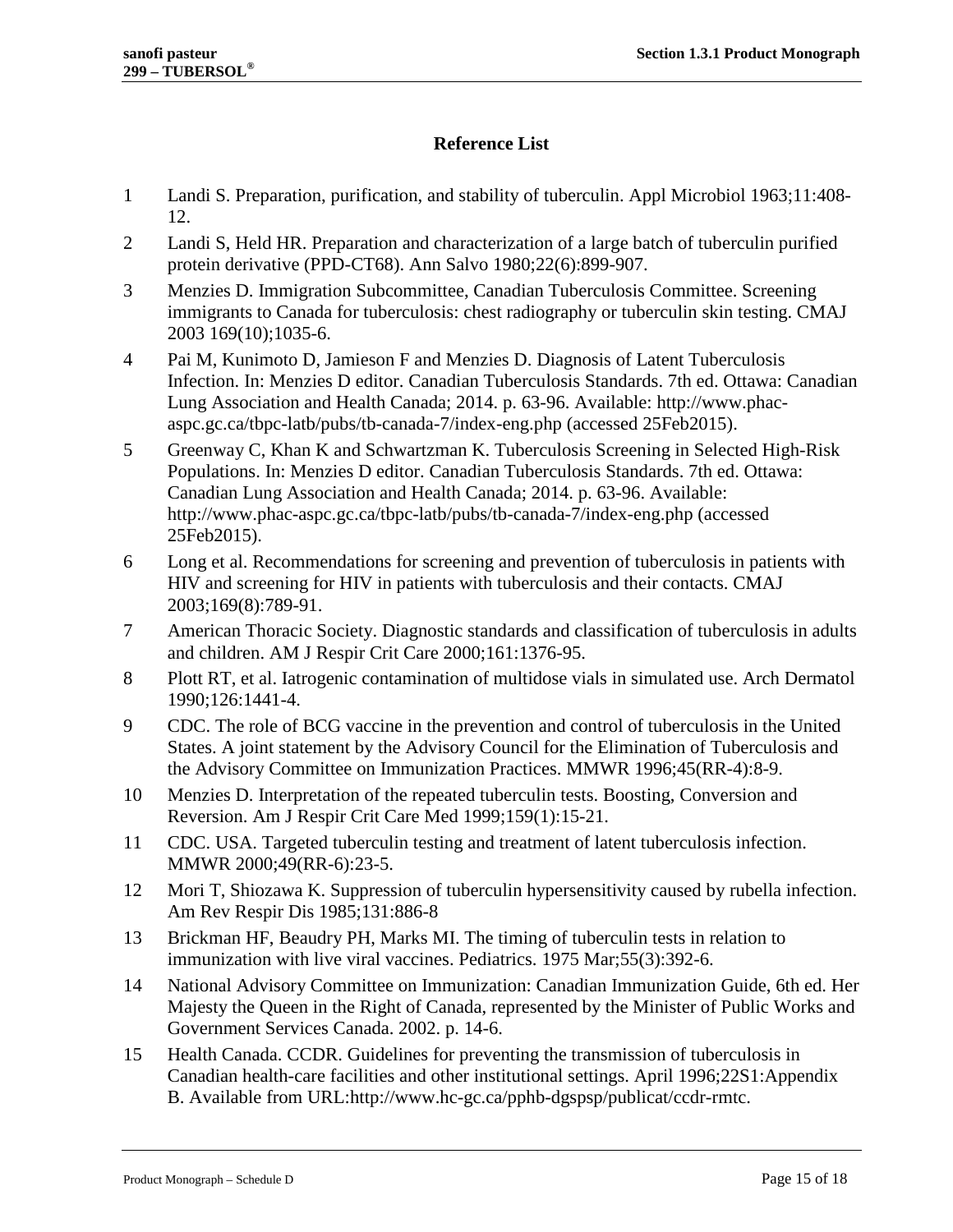## Reference List

1. Landi S. Preparation, purification, and stability of tuberculin. Appl Microbiol 1963;11:408-12.
2. Landi S, Held HR. Preparation and characterization of a large batch of tuberculin purified protein derivative (PPD-CT68). Ann Salvo 1980;22(6):899-907.
3. Menzies D. Immigration Subcommittee, Canadian Tuberculosis Committee. Screening immigrants to Canada for tuberculosis: chest radiography or tuberculin skin testing. CMAJ 2003 169(10);1035-6.
4. Pai M, Kunimoto D, Jamieson F and Menzies D. Diagnosis of Latent Tuberculosis Infection. In: Menzies D editor. Canadian Tuberculosis Standards. 7th ed. Ottawa: Canadian Lung Association and Health Canada; 2014. p. 63-96. Available: http://www.phac-aspc.gc.ca/tbpc-latb/pubs/tb-canada-7/index-eng.php (accessed 25Feb2015).
5. Greenway C, Khan K and Schwartzman K. Tuberculosis Screening in Selected High-Risk Populations. In: Menzies D editor. Canadian Tuberculosis Standards. 7th ed. Ottawa: Canadian Lung Association and Health Canada; 2014. p. 63-96. Available: http://www.phac-aspc.gc.ca/tbpc-latb/pubs/tb-canada-7/index-eng.php (accessed 25Feb2015).
6. Long et al. Recommendations for screening and prevention of tuberculosis in patients with HIV and screening for HIV in patients with tuberculosis and their contacts. CMAJ 2003;169(8):789-91.
7. American Thoracic Society. Diagnostic standards and classification of tuberculosis in adults and children. AM J Respir Crit Care 2000;161:1376-95.
8. Plott RT, et al. Iatrogenic contamination of multidose vials in simulated use. Arch Dermatol 1990;126:1441-4.
9. CDC. The role of BCG vaccine in the prevention and control of tuberculosis in the United States. A joint statement by the Advisory Council for the Elimination of Tuberculosis and the Advisory Committee on Immunization Practices. MMWR 1996;45(RR-4):8-9.
10. Menzies D. Interpretation of the repeated tuberculin tests. Boosting, Conversion and Reversion. Am J Respir Crit Care Med 1999;159(1):15-21.
11. CDC. USA. Targeted tuberculin testing and treatment of latent tuberculosis infection. MMWR 2000;49(RR-6):23-5.
12. Mori T, Shiozawa K. Suppression of tuberculin hypersensitivity caused by rubella infection. Am Rev Respir Dis 1985;131:886-8
13. Brickman HF, Beaudry PH, Marks MI. The timing of tuberculin tests in relation to immunization with live viral vaccines. Pediatrics. 1975 Mar;55(3):392-6.
14. National Advisory Committee on Immunization: Canadian Immunization Guide, 6th ed. Her Majesty the Queen in the Right of Canada, represented by the Minister of Public Works and Government Services Canada. 2002. p. 14-6.
15. Health Canada. CCDR. Guidelines for preventing the transmission of tuberculosis in Canadian health-care facilities and other institutional settings. April 1996;22S1:Appendix B. Available from URL:http://www.hc-gc.ca/pphb-dgspsp/publicat/ccdr-rmtc.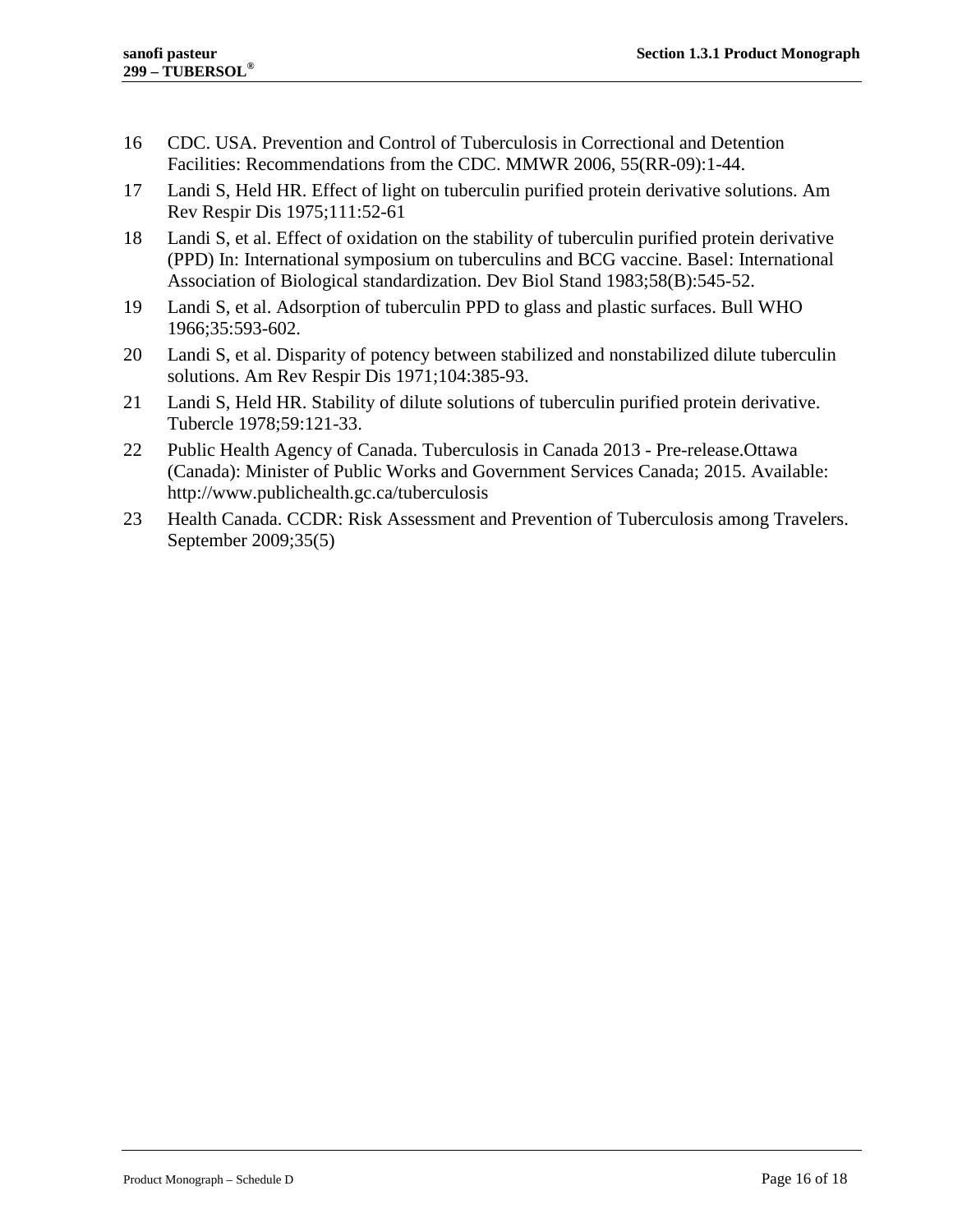16 CDC. USA. Prevention and Control of Tuberculosis in Correctional and Detention Facilities: Recommendations from the CDC. MMWR 2006, 55(RR-09):1-44.

17 Landi S, Held HR. Effect of light on tuberculin purified protein derivative solutions. Am Rev Respir Dis 1975;111:52-61

18 Landi S, et al. Effect of oxidation on the stability of tuberculin purified protein derivative (PPD) In: International symposium on tuberculins and BCG vaccine. Basel: International Association of Biological standardization. Dev Biol Stand 1983;58(B):545-52.

19 Landi S, et al. Adsorption of tuberculin PPD to glass and plastic surfaces. Bull WHO 1966;35:593-602.

20 Landi S, et al. Disparity of potency between stabilized and nonstabilized dilute tuberculin solutions. Am Rev Respir Dis 1971;104:385-93.

21 Landi S, Held HR. Stability of dilute solutions of tuberculin purified protein derivative. Tubercle 1978;59:121-33.

22 Public Health Agency of Canada. Tuberculosis in Canada 2013 - Pre-release.Ottawa (Canada): Minister of Public Works and Government Services Canada; 2015. Available: http://www.publichealth.gc.ca/tuberculosis

23 Health Canada. CCDR: Risk Assessment and Prevention of Tuberculosis among Travelers. September 2009;35(5)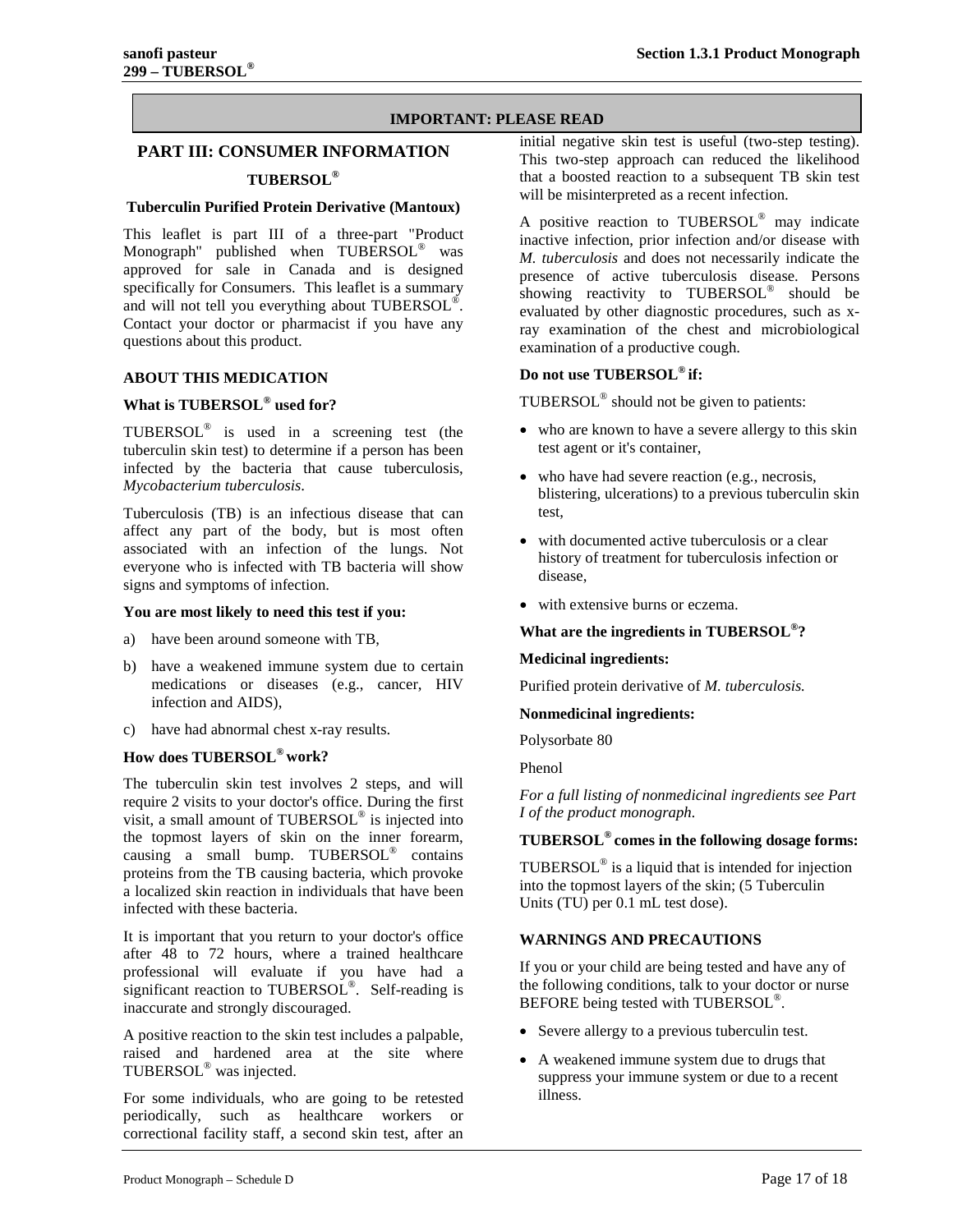**IMPORTANT: PLEASE READ**

## PART III: CONSUMER INFORMATION

### TUBERSOL®

**Tuberculin Purified Protein Derivative (Mantoux)**

This leaflet is part III of a three-part "Product Monograph" published when TUBERSOL® was approved for sale in Canada and is designed specifically for Consumers. This leaflet is a summary and will not tell you everything about TUBERSOL®. Contact your doctor or pharmacist if you have any questions about this product.

### ABOUT THIS MEDICATION

**What is TUBERSOL® used for?**

TUBERSOL® is used in a screening test (the tuberculin skin test) to determine if a person has been infected by the bacteria that cause tuberculosis, *Mycobacterium tuberculosis*.

Tuberculosis (TB) is an infectious disease that can affect any part of the body, but is most often associated with an infection of the lungs. Not everyone who is infected with TB bacteria will show signs and symptoms of infection.

**You are most likely to need this test if you:**

a) have been around someone with TB,

b) have a weakened immune system due to certain medications or diseases (e.g., cancer, HIV infection and AIDS),

c) have had abnormal chest x-ray results.

**How does TUBERSOL® work?**

The tuberculin skin test involves 2 steps, and will require 2 visits to your doctor's office. During the first visit, a small amount of TUBERSOL® is injected into the topmost layers of skin on the inner forearm, causing a small bump. TUBERSOL® contains proteins from the TB causing bacteria, which provoke a localized skin reaction in individuals that have been infected with these bacteria.

It is important that you return to your doctor's office after 48 to 72 hours, where a trained healthcare professional will evaluate if you have had a significant reaction to TUBERSOL®. Self-reading is inaccurate and strongly discouraged.

A positive reaction to the skin test includes a palpable, raised and hardened area at the site where TUBERSOL® was injected.

For some individuals, who are going to be retested periodically, such as healthcare workers or correctional facility staff, a second skin test, after an initial negative skin test is useful (two-step testing). This two-step approach can reduced the likelihood that a boosted reaction to a subsequent TB skin test will be misinterpreted as a recent infection.

A positive reaction to TUBERSOL® may indicate inactive infection, prior infection and/or disease with *M. tuberculosis* and does not necessarily indicate the presence of active tuberculosis disease. Persons showing reactivity to TUBERSOL® should be evaluated by other diagnostic procedures, such as x-ray examination of the chest and microbiological examination of a productive cough.

**Do not use TUBERSOL® if:**

TUBERSOL® should not be given to patients:

- who are known to have a severe allergy to this skin test agent or it's container,
- who have had severe reaction (e.g., necrosis, blistering, ulcerations) to a previous tuberculin skin test,
- with documented active tuberculosis or a clear history of treatment for tuberculosis infection or disease,
- with extensive burns or eczema.

**What are the ingredients in TUBERSOL®?**

**Medicinal ingredients:**

Purified protein derivative of *M. tuberculosis.*

**Nonmedicinal ingredients:**

Polysorbate 80

Phenol

*For a full listing of nonmedicinal ingredients see Part I of the product monograph.*

**TUBERSOL® comes in the following dosage forms:**

TUBERSOL® is a liquid that is intended for injection into the topmost layers of the skin; (5 Tuberculin Units (TU) per 0.1 mL test dose).

### WARNINGS AND PRECAUTIONS

If you or your child are being tested and have any of the following conditions, talk to your doctor or nurse BEFORE being tested with TUBERSOL®.

- Severe allergy to a previous tuberculin test.
- A weakened immune system due to drugs that suppress your immune system or due to a recent illness.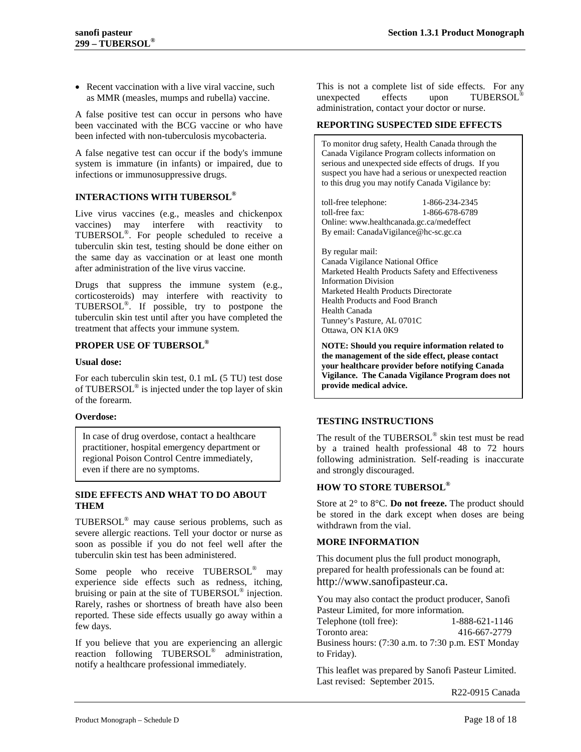- Recent vaccination with a live viral vaccine, such as MMR (measles, mumps and rubella) vaccine.

A false positive test can occur in persons who have been vaccinated with the BCG vaccine or who have been infected with non-tuberculosis mycobacteria.

A false negative test can occur if the body's immune system is immature (in infants) or impaired, due to infections or immunosuppressive drugs.

### INTERACTIONS WITH TUBERSOL®

Live virus vaccines (e.g., measles and chickenpox vaccines) may interfere with reactivity to TUBERSOL®. For people scheduled to receive a tuberculin skin test, testing should be done either on the same day as vaccination or at least one month after administration of the live virus vaccine.

Drugs that suppress the immune system (e.g., corticosteroids) may interfere with reactivity to TUBERSOL®. If possible, try to postpone the tuberculin skin test until after you have completed the treatment that affects your immune system.

### PROPER USE OF TUBERSOL®

**Usual dose:**

For each tuberculin skin test, 0.1 mL (5 TU) test dose of TUBERSOL® is injected under the top layer of skin of the forearm.

**Overdose:**

In case of drug overdose, contact a healthcare practitioner, hospital emergency department or regional Poison Control Centre immediately, even if there are no symptoms.

### SIDE EFFECTS AND WHAT TO DO ABOUT THEM

TUBERSOL® may cause serious problems, such as severe allergic reactions. Tell your doctor or nurse as soon as possible if you do not feel well after the tuberculin skin test has been administered.

Some people who receive TUBERSOL® may experience side effects such as redness, itching, bruising or pain at the site of TUBERSOL® injection. Rarely, rashes or shortness of breath have also been reported. These side effects usually go away within a few days.

If you believe that you are experiencing an allergic reaction following TUBERSOL® administration, notify a healthcare professional immediately.

This is not a complete list of side effects. For any unexpected effects upon TUBERSOL® administration, contact your doctor or nurse.

### REPORTING SUSPECTED SIDE EFFECTS

To monitor drug safety, Health Canada through the Canada Vigilance Program collects information on serious and unexpected side effects of drugs. If you suspect you have had a serious or unexpected reaction to this drug you may notify Canada Vigilance by:

toll-free telephone: 1-866-234-2345
toll-free fax: 1-866-678-6789
Online: www.healthcanada.gc.ca/medeffect
By email: CanadaVigilance@hc-sc.gc.ca

By regular mail:
Canada Vigilance National Office
Marketed Health Products Safety and Effectiveness Information Division
Marketed Health Products Directorate
Health Products and Food Branch
Health Canada
Tunney's Pasture, AL 0701C
Ottawa, ON K1A 0K9

**NOTE: Should you require information related to the management of the side effect, please contact your healthcare provider before notifying Canada Vigilance. The Canada Vigilance Program does not provide medical advice.**

### TESTING INSTRUCTIONS

The result of the TUBERSOL® skin test must be read by a trained health professional 48 to 72 hours following administration. Self-reading is inaccurate and strongly discouraged.

### HOW TO STORE TUBERSOL®

Store at 2° to 8°C. **Do not freeze.** The product should be stored in the dark except when doses are being withdrawn from the vial.

### MORE INFORMATION

This document plus the full product monograph, prepared for health professionals can be found at: http://www.sanofipasteur.ca.

You may also contact the product producer, Sanofi Pasteur Limited, for more information.
Telephone (toll free): 1-888-621-1146
Toronto area: 416-667-2779
Business hours: (7:30 a.m. to 7:30 p.m. EST Monday to Friday).

This leaflet was prepared by Sanofi Pasteur Limited.
Last revised: September 2015.

R22-0915 Canada